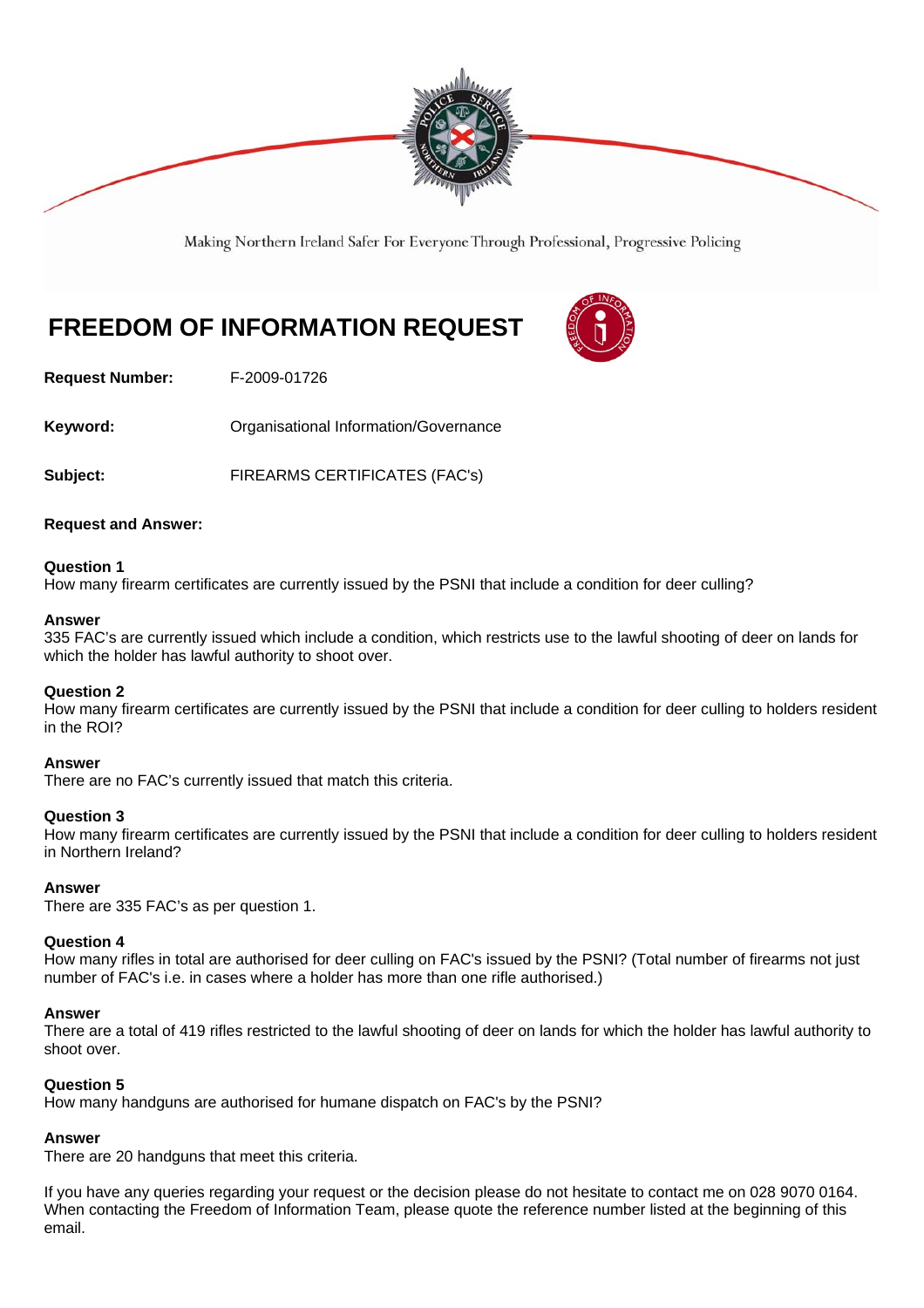Making Northern Ireland Safer For Everyone Through Professional, Progressive Policing

# FREEDOM OF INFORMATION REQUEST

**Request Number:** F-2009-01726

**Keyword:** Organisational Information/Governance

**Subject:** FIREARMS CERTIFICATES (FAC's)

**Request and Answer:**

**Question 1**
How many firearm certificates are currently issued by the PSNI that include a condition for deer culling?

**Answer**
335 FAC's are currently issued which include a condition, which restricts use to the lawful shooting of deer on lands for which the holder has lawful authority to shoot over.

**Question 2**
How many firearm certificates are currently issued by the PSNI that include a condition for deer culling to holders resident in the ROI?

**Answer**
There are no FAC's currently issued that match this criteria.

**Question 3**
How many firearm certificates are currently issued by the PSNI that include a condition for deer culling to holders resident in Northern Ireland?

**Answer**
There are 335 FAC's as per question 1.

**Question 4**
How many rifles in total are authorised for deer culling on FAC's issued by the PSNI? (Total number of firearms not just number of FAC's i.e. in cases where a holder has more than one rifle authorised.)

**Answer**
There are a total of 419 rifles restricted to the lawful shooting of deer on lands for which the holder has lawful authority to shoot over.

**Question 5**
How many handguns are authorised for humane dispatch on FAC's by the PSNI?

**Answer**
There are 20 handguns that meet this criteria.

If you have any queries regarding your request or the decision please do not hesitate to contact me on 028 9070 0164. When contacting the Freedom of Information Team, please quote the reference number listed at the beginning of this email.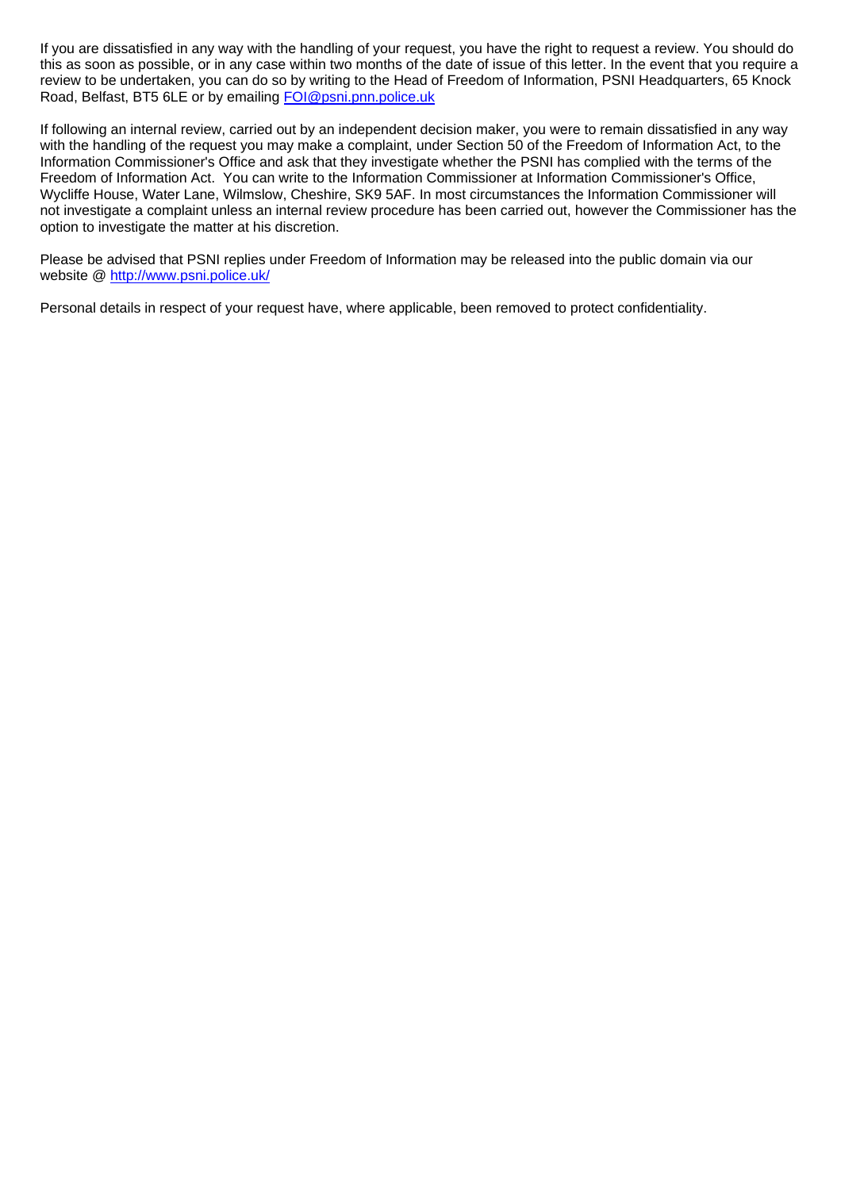If you are dissatisfied in any way with the handling of your request, you have the right to request a review. You should do this as soon as possible, or in any case within two months of the date of issue of this letter. In the event that you require a review to be undertaken, you can do so by writing to the Head of Freedom of Information, PSNI Headquarters, 65 Knock Road, Belfast, BT5 6LE or by emailing FOI@psni.pnn.police.uk

If following an internal review, carried out by an independent decision maker, you were to remain dissatisfied in any way with the handling of the request you may make a complaint, under Section 50 of the Freedom of Information Act, to the Information Commissioner's Office and ask that they investigate whether the PSNI has complied with the terms of the Freedom of Information Act. You can write to the Information Commissioner at Information Commissioner's Office, Wycliffe House, Water Lane, Wilmslow, Cheshire, SK9 5AF. In most circumstances the Information Commissioner will not investigate a complaint unless an internal review procedure has been carried out, however the Commissioner has the option to investigate the matter at his discretion.

Please be advised that PSNI replies under Freedom of Information may be released into the public domain via our website @ http://www.psni.police.uk/

Personal details in respect of your request have, where applicable, been removed to protect confidentiality.